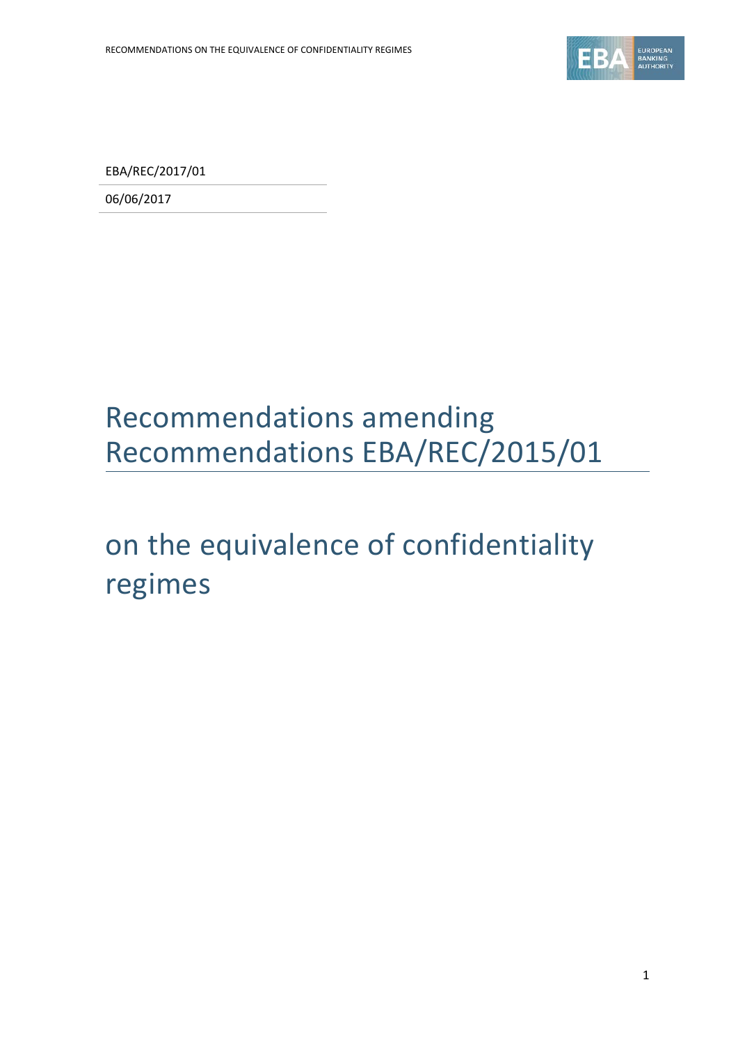EBA/REC/2017/01

06/06/2017

# Recommendations amending Recommendations EBA/REC/2015/01

# on the equivalence of confidentiality regimes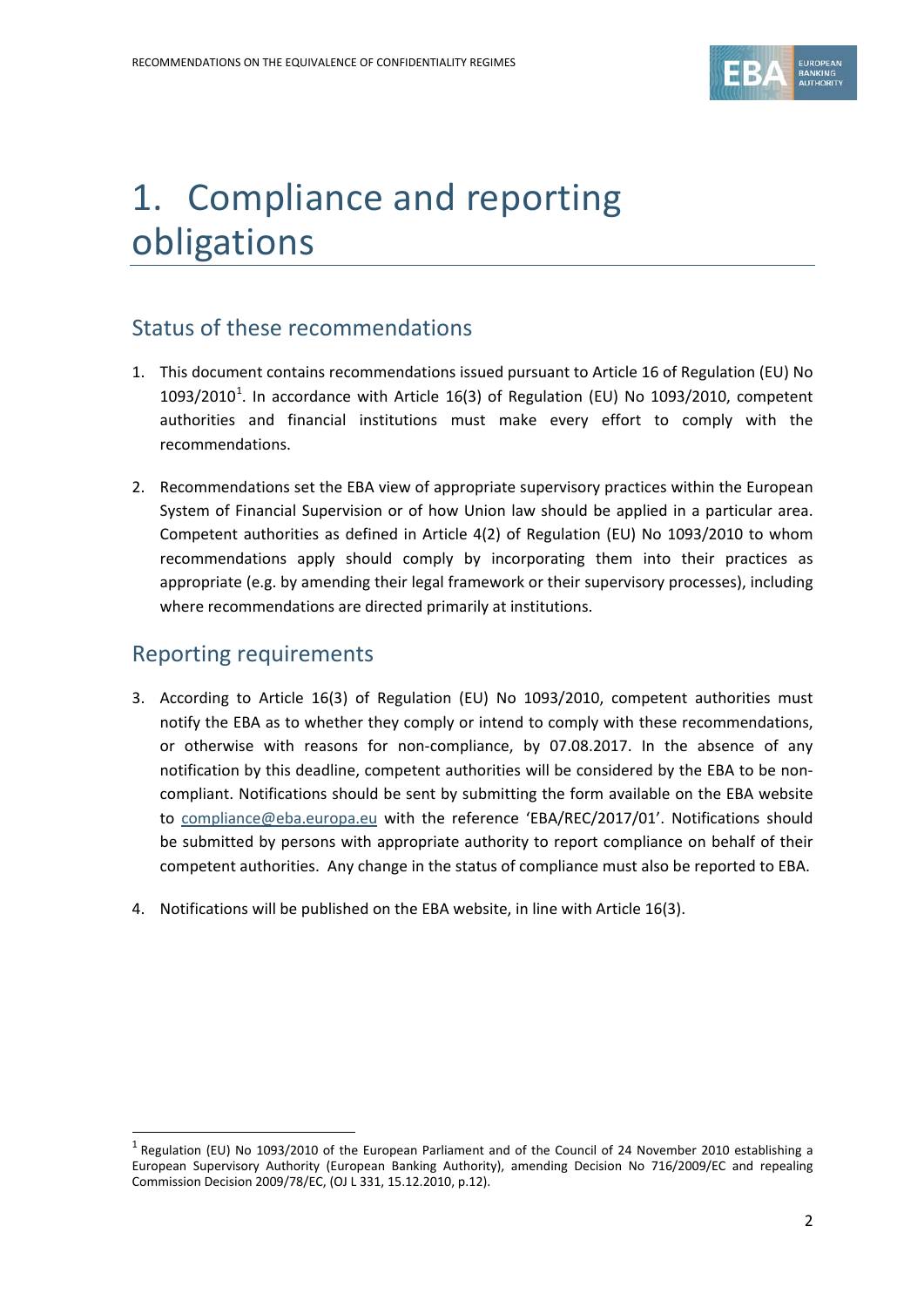# 1. Compliance and reporting obligations

## Status of these recommendations

1. This document contains recommendations issued pursuant to Article 16 of Regulation (EU) No 1093/2010[1]. In accordance with Article 16(3) of Regulation (EU) No 1093/2010, competent authorities and financial institutions must make every effort to comply with the recommendations.

2. Recommendations set the EBA view of appropriate supervisory practices within the European System of Financial Supervision or of how Union law should be applied in a particular area. Competent authorities as defined in Article 4(2) of Regulation (EU) No 1093/2010 to whom recommendations apply should comply by incorporating them into their practices as appropriate (e.g. by amending their legal framework or their supervisory processes), including where recommendations are directed primarily at institutions.

## Reporting requirements

3. According to Article 16(3) of Regulation (EU) No 1093/2010, competent authorities must notify the EBA as to whether they comply or intend to comply with these recommendations, or otherwise with reasons for non-compliance, by 07.08.2017. In the absence of any notification by this deadline, competent authorities will be considered by the EBA to be non-compliant. Notifications should be sent by submitting the form available on the EBA website to compliance@eba.europa.eu with the reference 'EBA/REC/2017/01'. Notifications should be submitted by persons with appropriate authority to report compliance on behalf of their competent authorities. Any change in the status of compliance must also be reported to EBA.

4. Notifications will be published on the EBA website, in line with Article 16(3).

---

[1] Regulation (EU) No 1093/2010 of the European Parliament and of the Council of 24 November 2010 establishing a European Supervisory Authority (European Banking Authority), amending Decision No 716/2009/EC and repealing Commission Decision 2009/78/EC, (OJ L 331, 15.12.2010, p.12).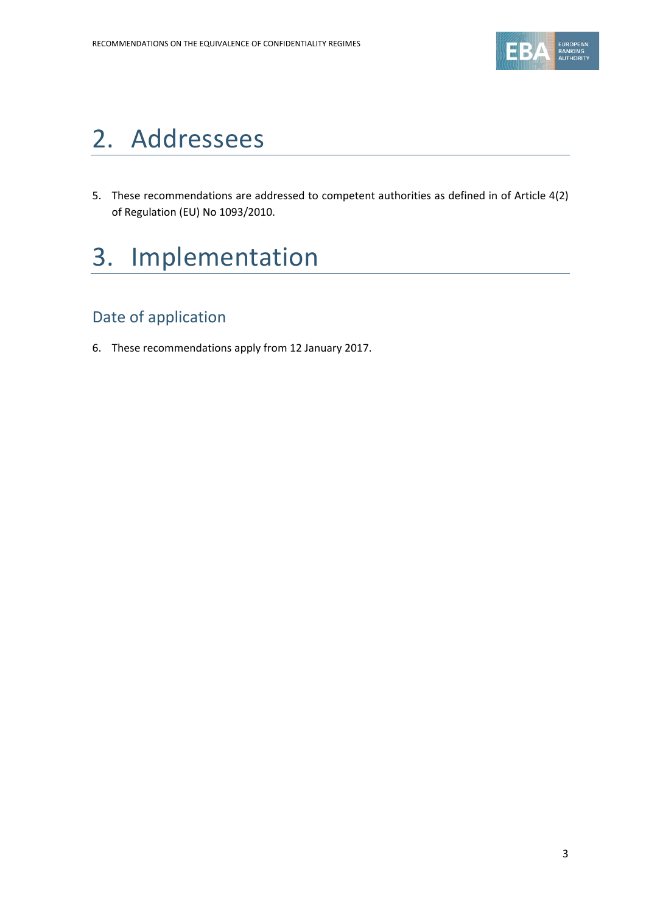# 2. Addressees

5. These recommendations are addressed to competent authorities as defined in of Article 4(2) of Regulation (EU) No 1093/2010.

# 3. Implementation

## Date of application

6. These recommendations apply from 12 January 2017.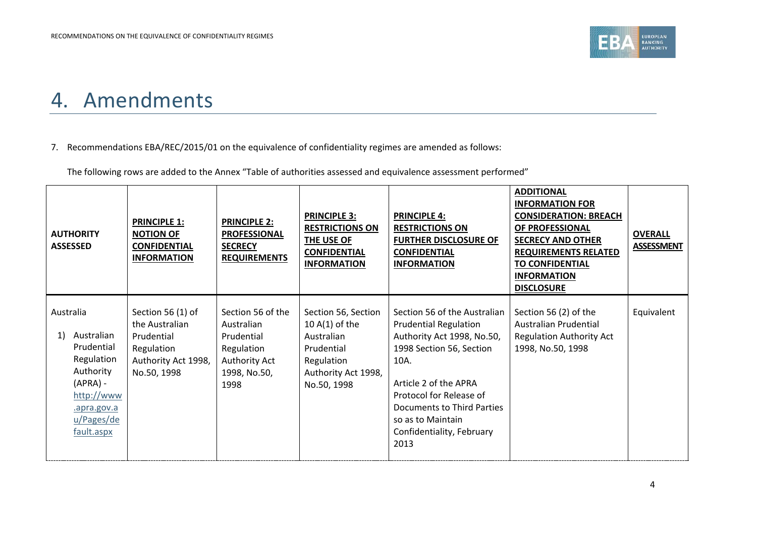# 4. Amendments

7. Recommendations EBA/REC/2015/01 on the equivalence of confidentiality regimes are amended as follows:

The following rows are added to the Annex "Table of authorities assessed and equivalence assessment performed"

| **AUTHORITY ASSESSED** | **PRINCIPLE 1: NOTION OF CONFIDENTIAL INFORMATION** | **PRINCIPLE 2: PROFESSIONAL SECRECY REQUIREMENTS** | **PRINCIPLE 3: RESTRICTIONS ON THE USE OF CONFIDENTIAL INFORMATION** | **PRINCIPLE 4: RESTRICTIONS ON FURTHER DISCLOSURE OF CONFIDENTIAL INFORMATION** | **ADDITIONAL INFORMATION FOR CONSIDERATION: BREACH OF PROFESSIONAL SECRECY AND OTHER REQUIREMENTS RELATED TO CONFIDENTIAL INFORMATION DISCLOSURE** | **OVERALL ASSESSMENT** |
|---|---|---|---|---|---|---|
| Australia<br><br>1) Australian Prudential Regulation Authority (APRA) - http://www.apra.gov.au/Pages/default.aspx | Section 56 (1) of the Australian Prudential Regulation Authority Act 1998, No.50, 1998 | Section 56 of the Australian Prudential Regulation Authority Act 1998, No.50, 1998 | Section 56, Section 10 A(1) of the Australian Prudential Regulation Authority Act 1998, No.50, 1998 | Section 56 of the Australian Prudential Regulation Authority Act 1998, No.50, 1998 Section 56, Section 10A.<br><br>Article 2 of the APRA Protocol for Release of Documents to Third Parties so as to Maintain Confidentiality, February 2013 | Section 56 (2) of the Australian Prudential Regulation Authority Act 1998, No.50, 1998 | Equivalent |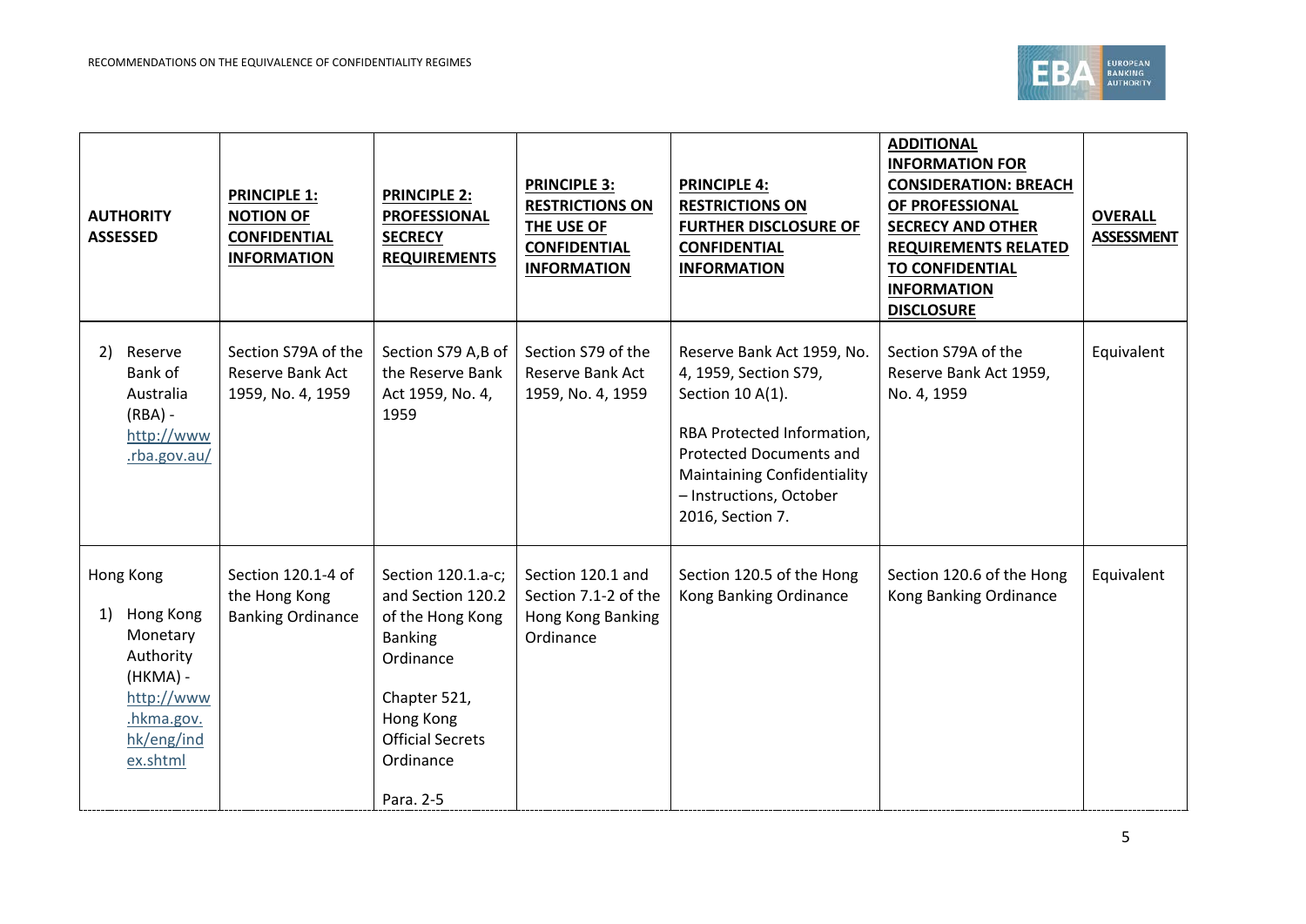| AUTHORITY ASSESSED | PRINCIPLE 1: NOTION OF CONFIDENTIAL INFORMATION | PRINCIPLE 2: PROFESSIONAL SECRECY REQUIREMENTS | PRINCIPLE 3: RESTRICTIONS ON THE USE OF CONFIDENTIAL INFORMATION | PRINCIPLE 4: RESTRICTIONS ON FURTHER DISCLOSURE OF CONFIDENTIAL INFORMATION | ADDITIONAL INFORMATION FOR CONSIDERATION: BREACH OF PROFESSIONAL SECRECY AND OTHER REQUIREMENTS RELATED TO CONFIDENTIAL INFORMATION DISCLOSURE | OVERALL ASSESSMENT |
|---|---|---|---|---|---|---|
| 2) Reserve Bank of Australia (RBA) - http://www.rba.gov.au/ | Section S79A of the Reserve Bank Act 1959, No. 4, 1959 | Section S79 A,B of the Reserve Bank Act 1959, No. 4, 1959 | Section S79 of the Reserve Bank Act 1959, No. 4, 1959 | Reserve Bank Act 1959, No. 4, 1959, Section S79, Section 10 A(1).<br><br>RBA Protected Information, Protected Documents and Maintaining Confidentiality – Instructions, October 2016, Section 7. | Section S79A of the Reserve Bank Act 1959, No. 4, 1959 | Equivalent |
| Hong Kong<br><br>1) Hong Kong Monetary Authority (HKMA) - http://www.hkma.gov.hk/eng/index.shtml | Section 120.1-4 of the Hong Kong Banking Ordinance | Section 120.1.a-c; and Section 120.2 of the Hong Kong Banking Ordinance<br><br>Chapter 521, Hong Kong Official Secrets Ordinance<br><br>Para. 2-5 | Section 120.1 and Section 7.1-2 of the Hong Kong Banking Ordinance | Section 120.5 of the Hong Kong Banking Ordinance | Section 120.6 of the Hong Kong Banking Ordinance | Equivalent |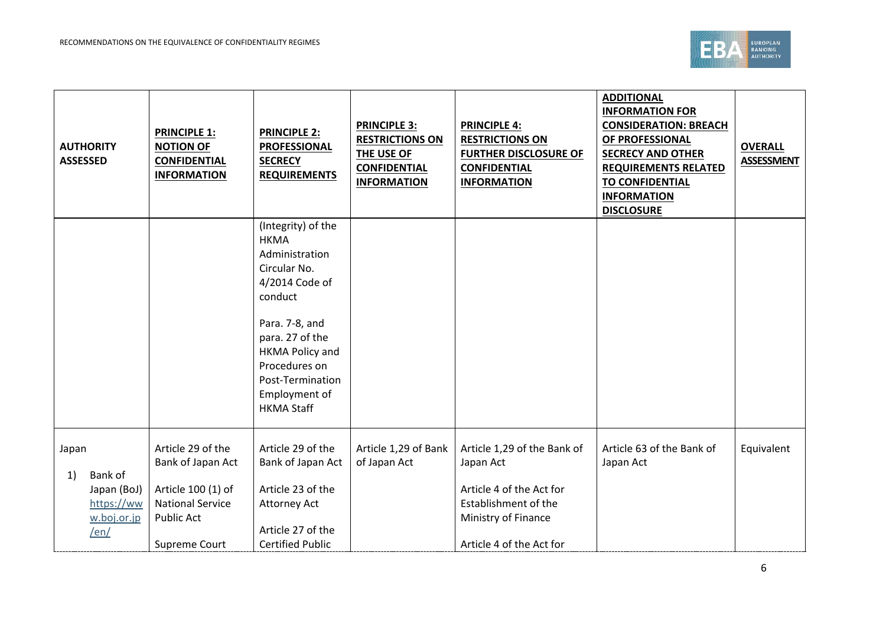| AUTHORITY ASSESSED | PRINCIPLE 1: NOTION OF CONFIDENTIAL INFORMATION | PRINCIPLE 2: PROFESSIONAL SECRECY REQUIREMENTS | PRINCIPLE 3: RESTRICTIONS ON THE USE OF CONFIDENTIAL INFORMATION | PRINCIPLE 4: RESTRICTIONS ON FURTHER DISCLOSURE OF CONFIDENTIAL INFORMATION | ADDITIONAL INFORMATION FOR CONSIDERATION: BREACH OF PROFESSIONAL SECRECY AND OTHER REQUIREMENTS RELATED TO CONFIDENTIAL INFORMATION DISCLOSURE | OVERALL ASSESSMENT |
|---|---|---|---|---|---|---|
| | | (Integrity) of the HKMA Administration Circular No. 4/2014 Code of conduct<br><br>Para. 7-8, and para. 27 of the HKMA Policy and Procedures on Post-Termination Employment of HKMA Staff | | | | |
| Japan<br><br>1) Bank of Japan (BoJ) https://www.boj.or.jp/en/ | Article 29 of the Bank of Japan Act<br><br>Article 100 (1) of National Service Public Act<br><br>Supreme Court | Article 29 of the Bank of Japan Act<br><br>Article 23 of the Attorney Act<br><br>Article 27 of the Certified Public | Article 1,29 of Bank of Japan Act | Article 1,29 of the Bank of Japan Act<br><br>Article 4 of the Act for Establishment of the Ministry of Finance<br><br>Article 4 of the Act for | Article 63 of the Bank of Japan Act | Equivalent |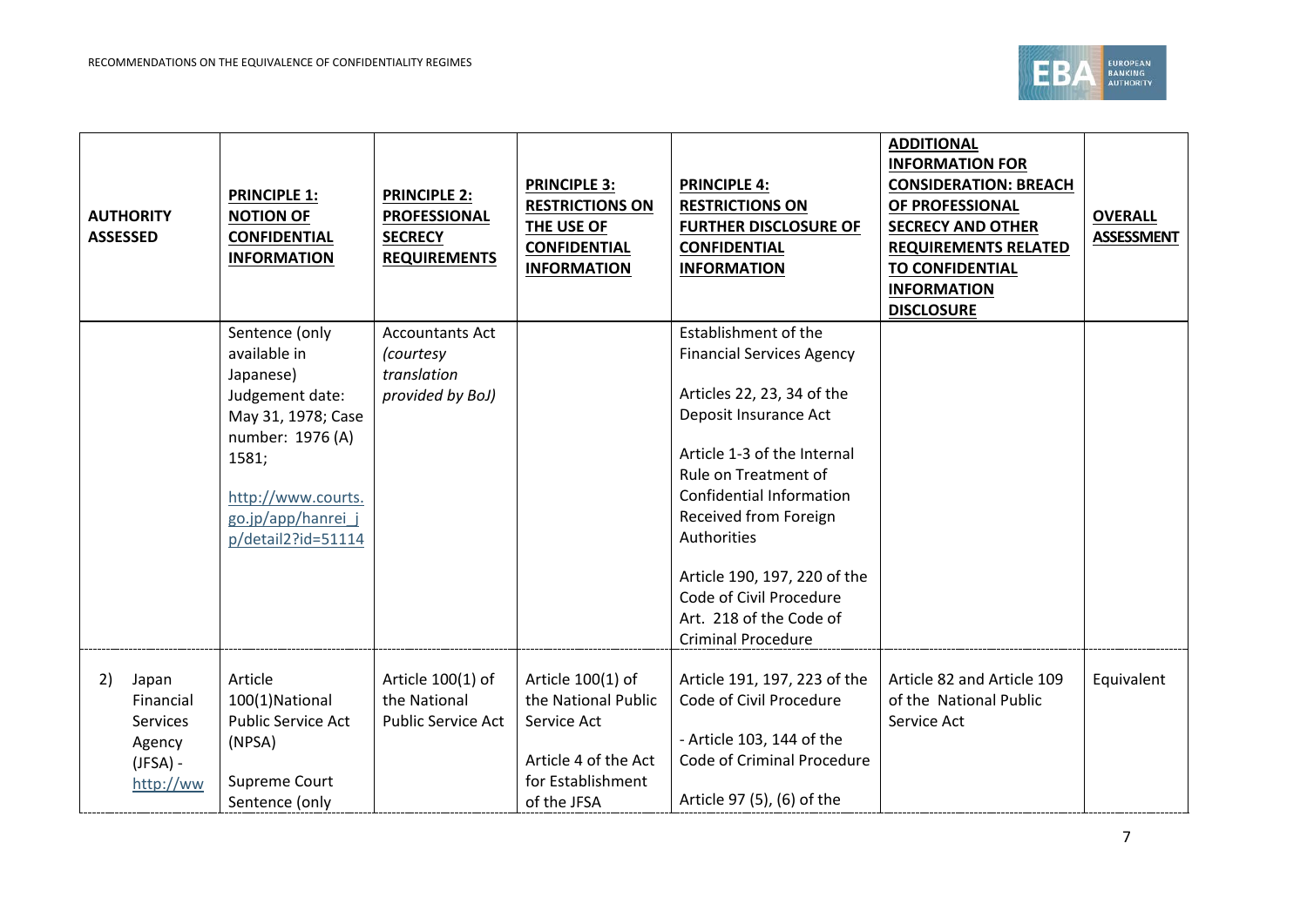| AUTHORITY ASSESSED | PRINCIPLE 1: NOTION OF CONFIDENTIAL INFORMATION | PRINCIPLE 2: PROFESSIONAL SECRECY REQUIREMENTS | PRINCIPLE 3: RESTRICTIONS ON THE USE OF CONFIDENTIAL INFORMATION | PRINCIPLE 4: RESTRICTIONS ON FURTHER DISCLOSURE OF CONFIDENTIAL INFORMATION | ADDITIONAL INFORMATION FOR CONSIDERATION: BREACH OF PROFESSIONAL SECRECY AND OTHER REQUIREMENTS RELATED TO CONFIDENTIAL INFORMATION DISCLOSURE | OVERALL ASSESSMENT |
|---|---|---|---|---|---|---|
| | Sentence (only available in Japanese) Judgement date: May 31, 1978; Case number: 1976 (A) 1581; [http://www.courts.go.jp/app/hanrei_jp/detail2?id=51114](http://www.courts.go.jp/app/hanrei_jp/detail2?id=51114) | Accountants Act *(courtesy translation provided by BoJ)* | | Establishment of the Financial Services Agency<br><br>Articles 22, 23, 34 of the Deposit Insurance Act<br><br>Article 1-3 of the Internal Rule on Treatment of Confidential Information Received from Foreign Authorities<br><br>Article 190, 197, 220 of the Code of Civil Procedure Art. 218 of the Code of Criminal Procedure | | |
| 2) Japan Financial Services Agency (JFSA) - http://ww | Article 100(1)National Public Service Act (NPSA)<br><br>Supreme Court Sentence (only | Article 100(1) of the National Public Service Act | Article 100(1) of the National Public Service Act<br><br>Article 4 of the Act for Establishment of the JFSA | Article 191, 197, 223 of the Code of Civil Procedure<br><br>- Article 103, 144 of the Code of Criminal Procedure<br><br>Article 97 (5), (6) of the | Article 82 and Article 109 of the National Public Service Act | Equivalent |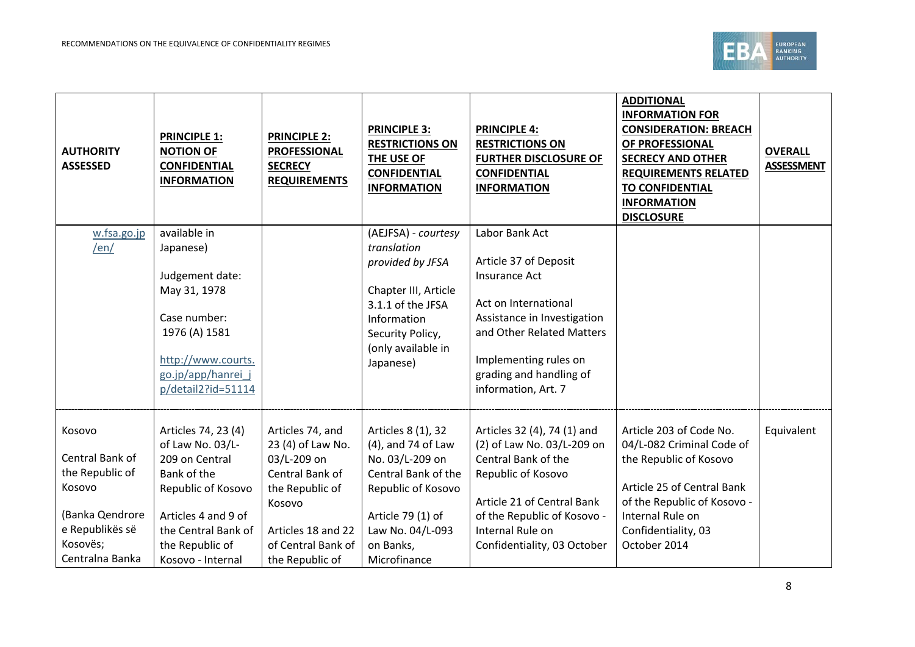| AUTHORITY ASSESSED | PRINCIPLE 1: NOTION OF CONFIDENTIAL INFORMATION | PRINCIPLE 2: PROFESSIONAL SECRECY REQUIREMENTS | PRINCIPLE 3: RESTRICTIONS ON THE USE OF CONFIDENTIAL INFORMATION | PRINCIPLE 4: RESTRICTIONS ON FURTHER DISCLOSURE OF CONFIDENTIAL INFORMATION | ADDITIONAL INFORMATION FOR CONSIDERATION: BREACH OF PROFESSIONAL SECRECY AND OTHER REQUIREMENTS RELATED TO CONFIDENTIAL INFORMATION DISCLOSURE | OVERALL ASSESSMENT |
|---|---|---|---|---|---|---|
| w.fsa.go.jp/en/ | available in Japanese)<br><br>Judgement date: May 31, 1978<br><br>Case number: 1976 (A) 1581<br><br>http://www.courts.go.jp/app/hanrei_jp/detail2?id=51114 | | (AEJFSA) - *courtesy translation provided by JFSA*<br><br>Chapter III, Article 3.1.1 of the JFSA Information Security Policy, (only available in Japanese) | Labor Bank Act<br><br>Article 37 of Deposit Insurance Act<br><br>Act on International Assistance in Investigation and Other Related Matters<br><br>Implementing rules on grading and handling of information, Art. 7 | | |
| Kosovo<br><br>Central Bank of the Republic of Kosovo<br><br>(Banka Qendrore e Republikës së Kosovës; Centralna Banka | Articles 74, 23 (4) of Law No. 03/L-209 on Central Bank of the Republic of Kosovo<br><br>Articles 4 and 9 of the Central Bank of the Republic of Kosovo - Internal | Articles 74, and 23 (4) of Law No. 03/L-209 on Central Bank of the Republic of Kosovo<br><br>Articles 18 and 22 of Central Bank of the Republic of | Articles 8 (1), 32 (4), and 74 of Law No. 03/L-209 on Central Bank of the Republic of Kosovo<br><br>Article 79 (1) of Law No. 04/L-093 on Banks, Microfinance | Articles 32 (4), 74 (1) and (2) of Law No. 03/L-209 on Central Bank of the Republic of Kosovo<br><br>Article 21 of Central Bank of the Republic of Kosovo - Internal Rule on Confidentiality, 03 October | Article 203 of Code No. 04/L-082 Criminal Code of the Republic of Kosovo<br><br>Article 25 of Central Bank of the Republic of Kosovo - Internal Rule on Confidentiality, 03 October 2014 | Equivalent |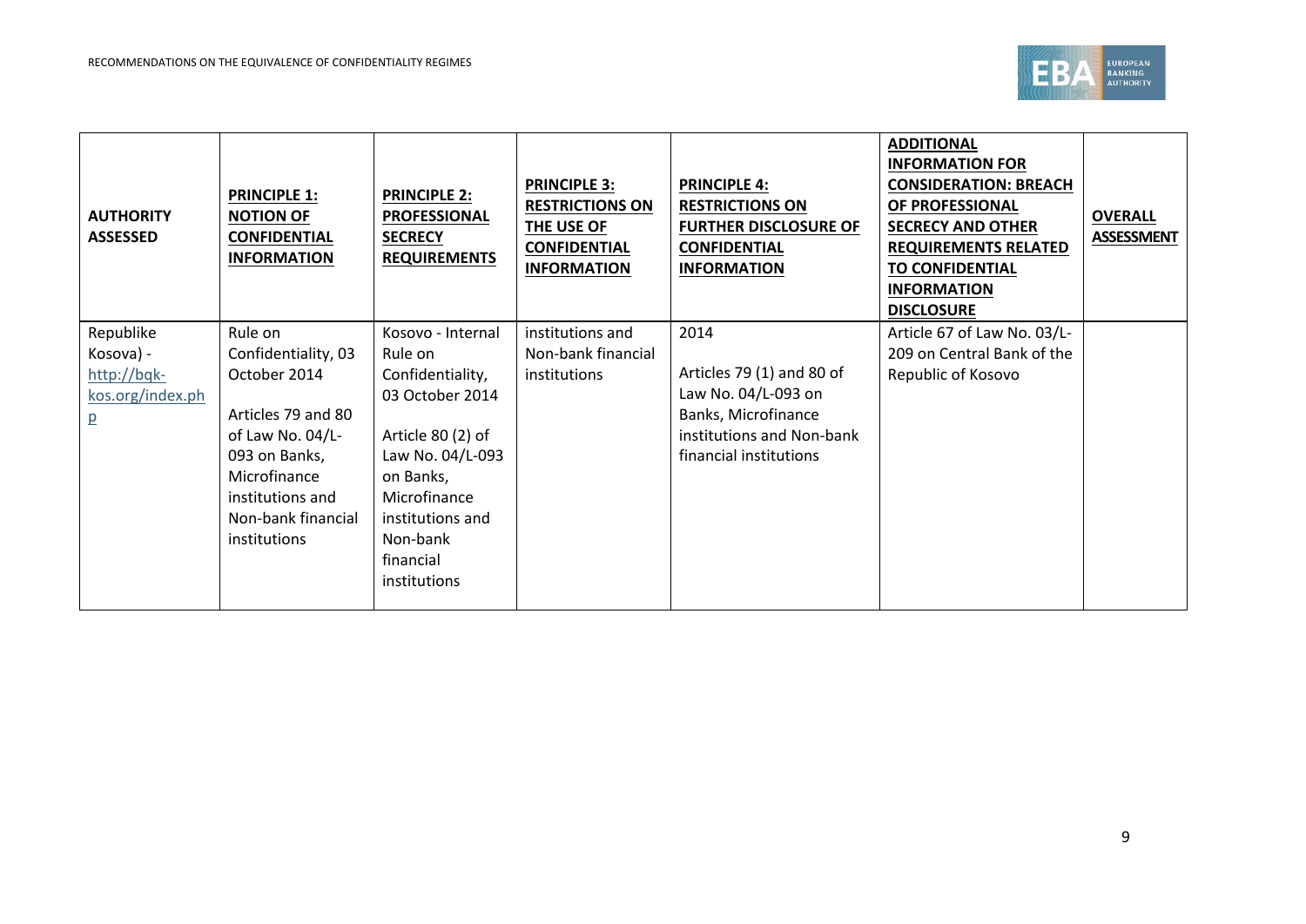| AUTHORITY ASSESSED | PRINCIPLE 1: NOTION OF CONFIDENTIAL INFORMATION | PRINCIPLE 2: PROFESSIONAL SECRECY REQUIREMENTS | PRINCIPLE 3: RESTRICTIONS ON THE USE OF CONFIDENTIAL INFORMATION | PRINCIPLE 4: RESTRICTIONS ON FURTHER DISCLOSURE OF CONFIDENTIAL INFORMATION | ADDITIONAL INFORMATION FOR CONSIDERATION: BREACH OF PROFESSIONAL SECRECY AND OTHER REQUIREMENTS RELATED TO CONFIDENTIAL INFORMATION DISCLOSURE | OVERALL ASSESSMENT |
|---|---|---|---|---|---|---|
| Republike Kosova) - http://bqk-kos.org/index.php | Rule on Confidentiality, 03 October 2014<br><br>Articles 79 and 80 of Law No. 04/L-093 on Banks, Microfinance institutions and Non-bank financial institutions | Kosovo - Internal Rule on Confidentiality, 03 October 2014<br><br>Article 80 (2) of Law No. 04/L-093 on Banks, Microfinance institutions and Non-bank financial institutions | institutions and Non-bank financial institutions | 2014<br><br>Articles 79 (1) and 80 of Law No. 04/L-093 on Banks, Microfinance institutions and Non-bank financial institutions | Article 67 of Law No. 03/L-209 on Central Bank of the Republic of Kosovo | |